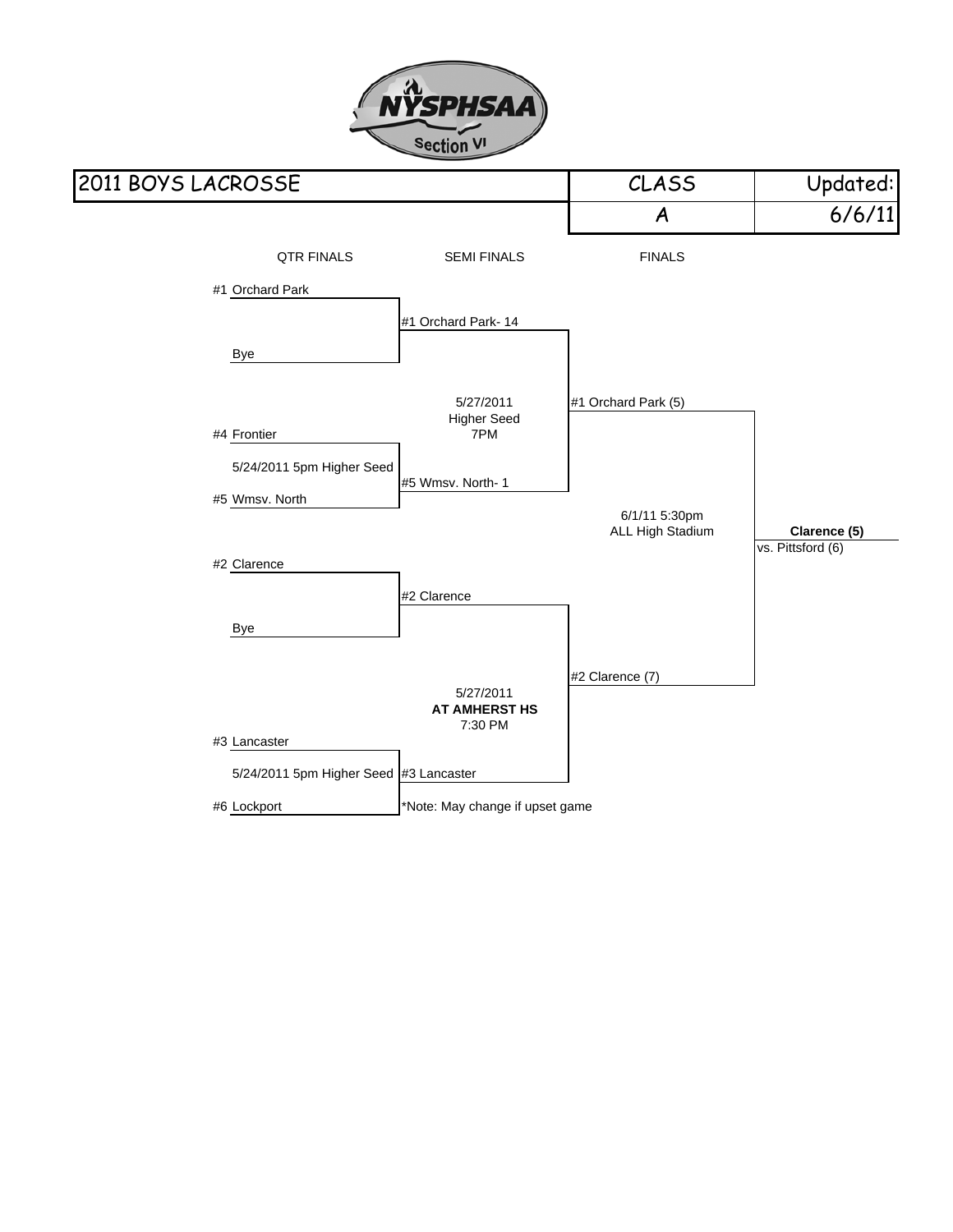NYSPHSAA Section VI

| 2011 BOYS LACROSSE | CLASS | Updated: |
|---|---|---|
| | A | 6/6/11 |

**QTR FINALS**

- #1 Orchard Park vs. Bye
- #4 Frontier vs. #5 Wmsv. North — 5/24/2011 5pm Higher Seed
- #2 Clarence vs. Bye
- #3 Lancaster vs. #6 Lockport — 5/24/2011 5pm Higher Seed

**SEMI FINALS**

- #1 Orchard Park- 14 vs. #5 Wmsv. North- 1 — 5/27/2011 Higher Seed 7PM
- #2 Clarence vs. #3 Lancaster — 5/27/2011 **AT AMHERST HS** 7:30 PM

*Note: May change if upset game

**FINALS**

- #1 Orchard Park (5) vs. #2 Clarence (7) — 6/1/11 5:30pm ALL High Stadium

**Clarence (5)**
vs. Pittsford (6)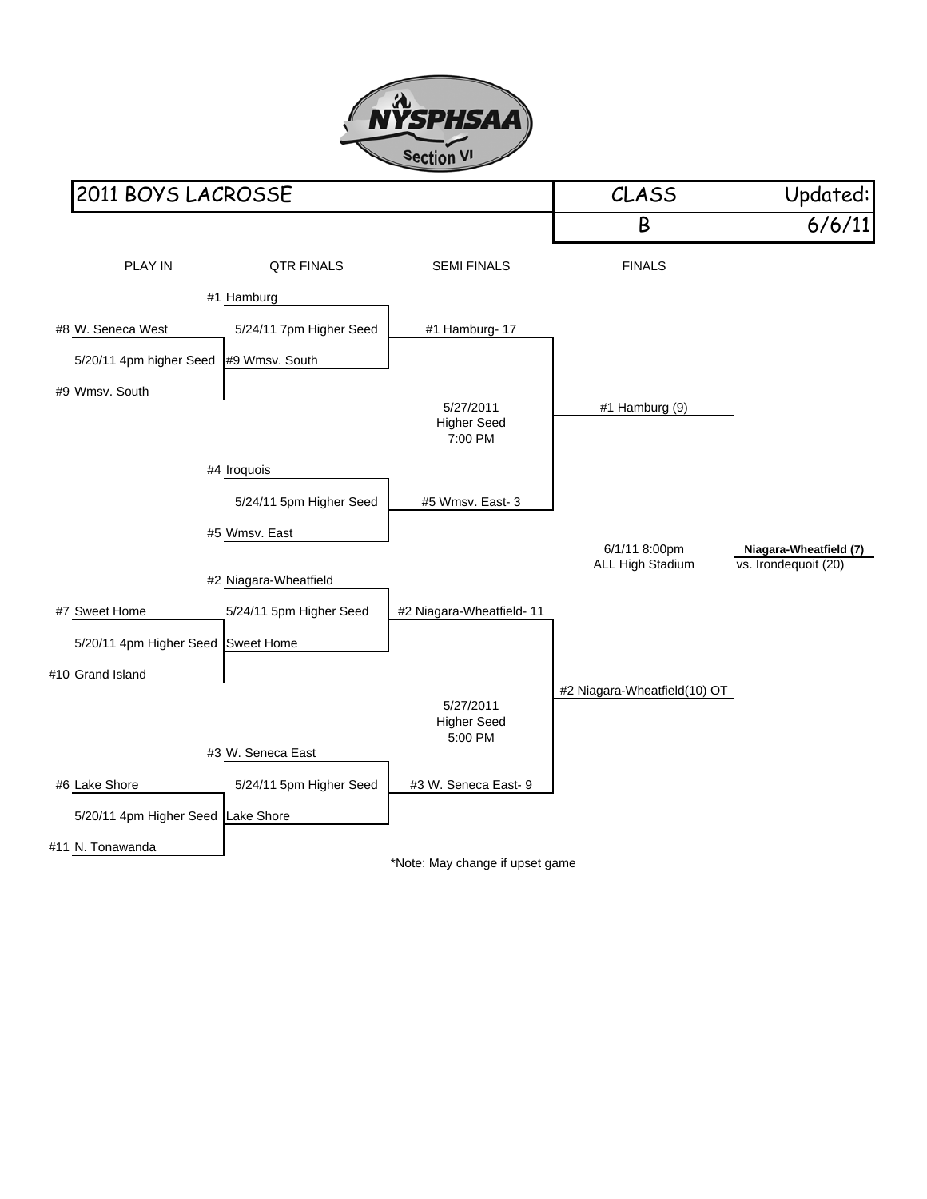NYSPHSAA Section VI

| 2011 BOYS LACROSSE | CLASS | Updated: |
|---|---|---|
| | B | 6/6/11 |

| PLAY IN | QTR FINALS | SEMI FINALS | FINALS | |
|---|---|---|---|---|
| | #1 Hamburg | | | |
| #8 W. Seneca West | 5/24/11 7pm Higher Seed | #1 Hamburg- 17 | | |
| 5/20/11 4pm higher Seed | #9 Wmsv. South | | | |
| #9 Wmsv. South | | 5/27/2011 Higher Seed 7:00 PM | #1 Hamburg (9) | |
| | #4 Iroquois | | | |
| | 5/24/11 5pm Higher Seed | #5 Wmsv. East- 3 | | |
| | #5 Wmsv. East | | 6/1/11 8:00pm ALL High Stadium | **Niagara-Wheatfield (7)** vs. Irondequoit (20) |
| | #2 Niagara-Wheatfield | | | |
| #7 Sweet Home | 5/24/11 5pm Higher Seed | #2 Niagara-Wheatfield- 11 | | |
| 5/20/11 4pm Higher Seed | Sweet Home | | | |
| #10 Grand Island | | 5/27/2011 Higher Seed 5:00 PM | #2 Niagara-Wheatfield(10) OT | |
| | #3 W. Seneca East | | | |
| #6 Lake Shore | 5/24/11 5pm Higher Seed | #3 W. Seneca East- 9 | | |
| 5/20/11 4pm Higher Seed | Lake Shore | | | |
| #11 N. Tonawanda | | | | |

*Note: May change if upset game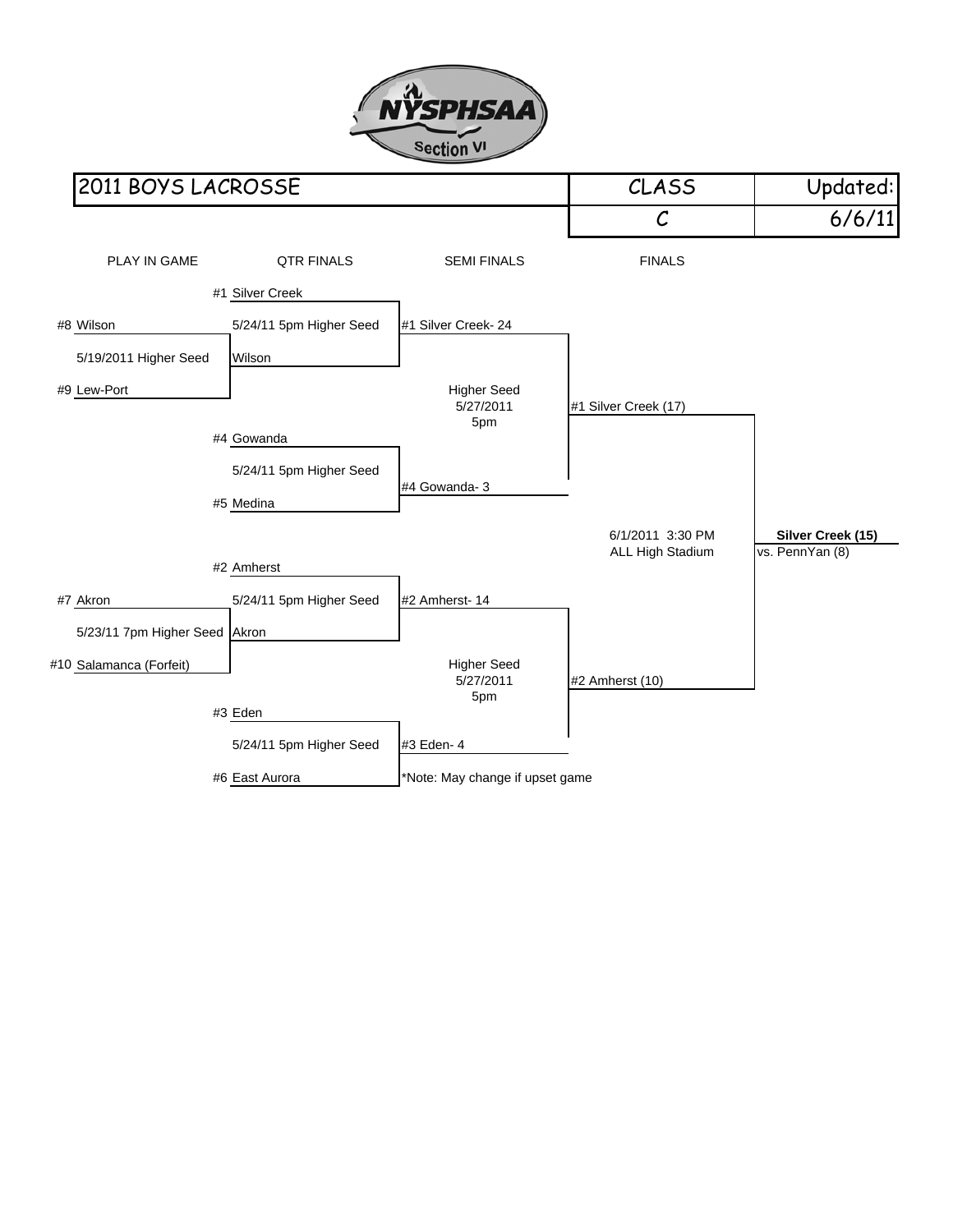NYSPHSAA Section VI

| 2011 BOYS LACROSSE | CLASS | Updated: |
|---|---|---|
| | C | 6/6/11 |

**PLAY IN GAME**

#8 Wilson
5/19/2011 Higher Seed
#9 Lew-Port

#7 Akron
5/23/11 7pm Higher Seed
#10 Salamanca (Forfeit)

**QTR FINALS**

#1 Silver Creek
5/24/11 5pm Higher Seed
Wilson

#4 Gowanda
5/24/11 5pm Higher Seed
#5 Medina

#2 Amherst
5/24/11 5pm Higher Seed
Akron

#3 Eden
5/24/11 5pm Higher Seed
#6 East Aurora

**SEMI FINALS**

#1 Silver Creek- 24
Higher Seed
5/27/2011
5pm
#4 Gowanda- 3

#2 Amherst- 14
Higher Seed
5/27/2011
5pm
#3 Eden- 4

*Note: May change if upset game

**FINALS**

#1 Silver Creek (17)
6/1/2011 3:30 PM
ALL High Stadium
#2 Amherst (10)

**Silver Creek (15)**
vs. PennYan (8)